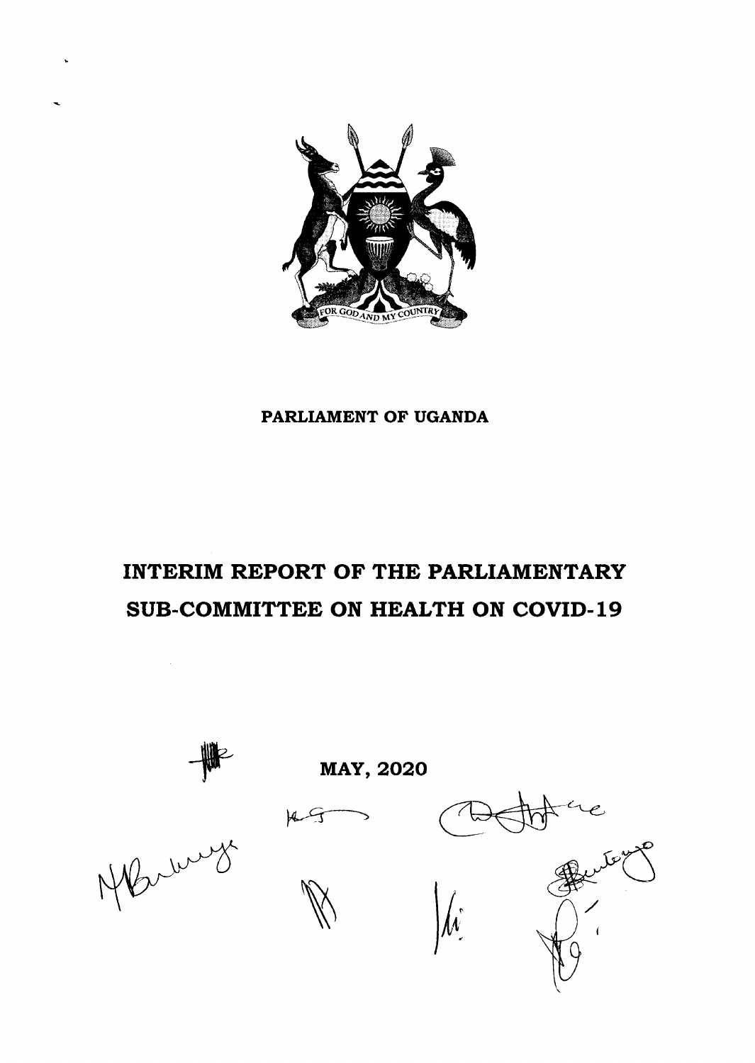PARLIAMENT OF UGANDA

# INTERIM REPORT OF THE PARLIAMENTARY SUB-COMMITTEE ON HEALTH ON COVID-19

MAY, 2020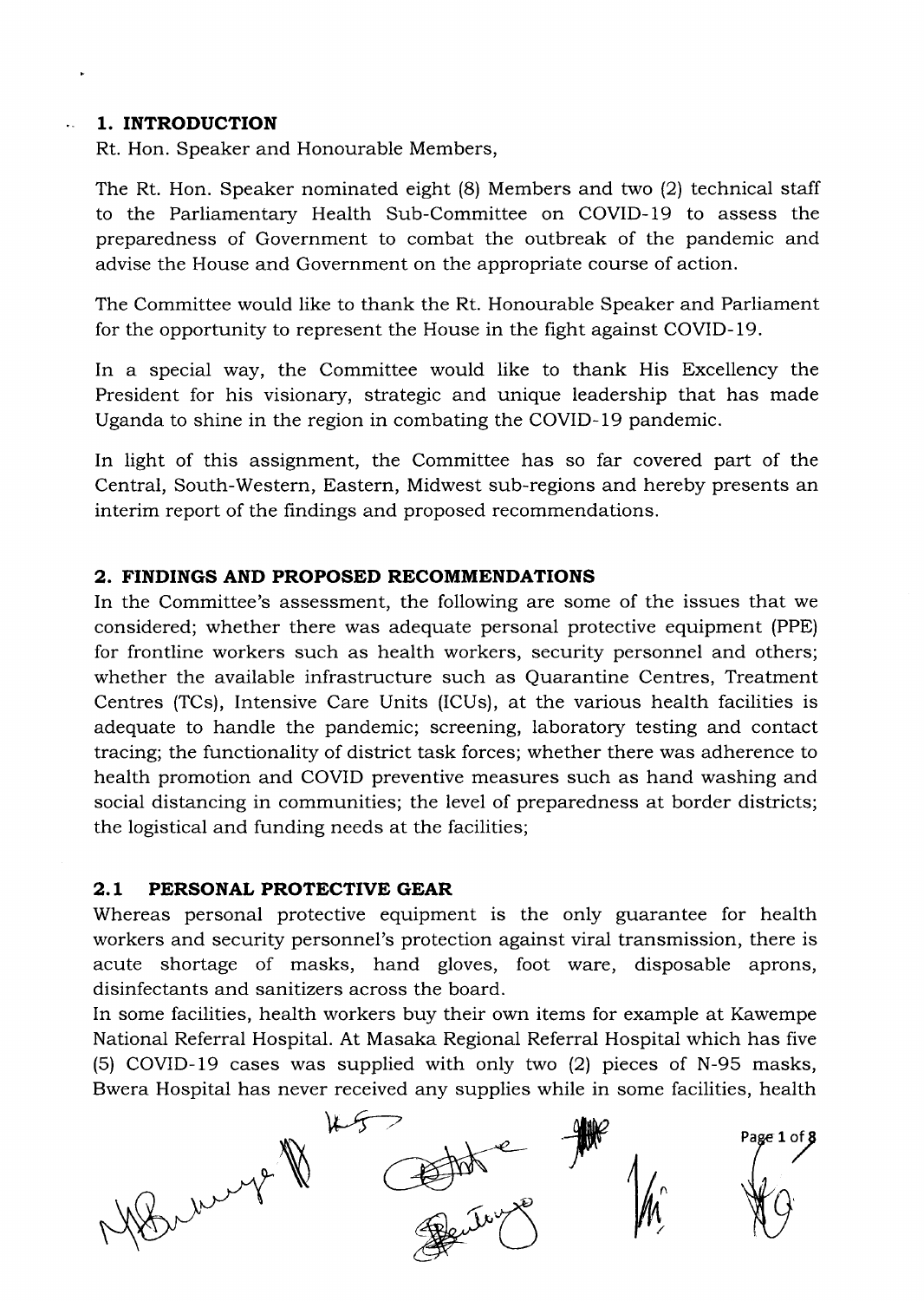## 1. INTRODUCTION

Rt. Hon. Speaker and Honourable Members,

The Rt. Hon. Speaker nominated eight (8) Members and two (2) technical staff to the Parliamentary Health Sub-Committee on COVID-19 to assess the preparedness of Government to combat the outbreak of the pandemic and advise the House and Government on the appropriate course of action.

The Committee would like to thank the Rt. Honourable Speaker and Parliament for the opportunity to represent the House in the fight against COVID-19.

In a special way, the Committee would like to thank His Excellency the President for his visionary, strategic and unique leadership that has made Uganda to shine in the region in combating the COVID-19 pandemic.

In light of this assignment, the Committee has so far covered part of the Central, South-Western, Eastern, Midwest sub-regions and hereby presents an interim report of the findings and proposed recommendations.

## 2. FINDINGS AND PROPOSED RECOMMENDATIONS

In the Committee's assessment, the following are some of the issues that we considered; whether there was adequate personal protective equipment (PPE) for frontline workers such as health workers, security personnel and others; whether the available infrastructure such as Quarantine Centres, Treatment Centres (TCs), Intensive Care Units (ICUs), at the various health facilities is adequate to handle the pandemic; screening, laboratory testing and contact tracing; the functionality of district task forces; whether there was adherence to health promotion and COVID preventive measures such as hand washing and social distancing in communities; the level of preparedness at border districts; the logistical and funding needs at the facilities;

### 2.1 PERSONAL PROTECTIVE GEAR

Whereas personal protective equipment is the only guarantee for health workers and security personnel's protection against viral transmission, there is acute shortage of masks, hand gloves, foot ware, disposable aprons, disinfectants and sanitizers across the board.

In some facilities, health workers buy their own items for example at Kawempe National Referral Hospital. At Masaka Regional Referral Hospital which has five (5) COVID-19 cases was supplied with only two (2) pieces of N-95 masks, Bwera Hospital has never received any supplies while in some facilities, health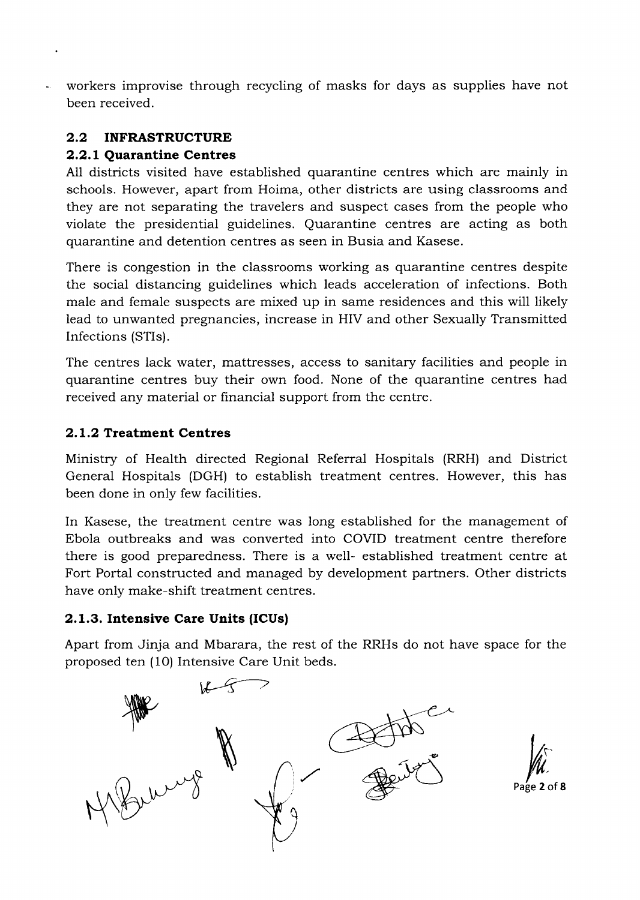workers improvise through recycling of masks for days as supplies have not been received.

### 2.2 INFRASTRUCTURE

#### 2.2.1 Quarantine Centres

All districts visited have established quarantine centres which are mainly in schools. However, apart from Hoima, other districts are using classrooms and they are not separating the travelers and suspect cases from the people who violate the presidential guidelines. Quarantine centres are acting as both quarantine and detention centres as seen in Busia and Kasese.

There is congestion in the classrooms working as quarantine centres despite the social distancing guidelines which leads acceleration of infections. Both male and female suspects are mixed up in same residences and this will likely lead to unwanted pregnancies, increase in HIV and other Sexually Transmitted Infections (STIs).

The centres lack water, mattresses, access to sanitary facilities and people in quarantine centres buy their own food. None of the quarantine centres had received any material or financial support from the centre.

#### 2.1.2 Treatment Centres

Ministry of Health directed Regional Referral Hospitals (RRH) and District General Hospitals (DGH) to establish treatment centres. However, this has been done in only few facilities.

In Kasese, the treatment centre was long established for the management of Ebola outbreaks and was converted into COVID treatment centre therefore there is good preparedness. There is a well- established treatment centre at Fort Portal constructed and managed by development partners. Other districts have only make-shift treatment centres.

#### 2.1.3. Intensive Care Units (ICUs)

Apart from Jinja and Mbarara, the rest of the RRHs do not have space for the proposed ten (10) Intensive Care Unit beds.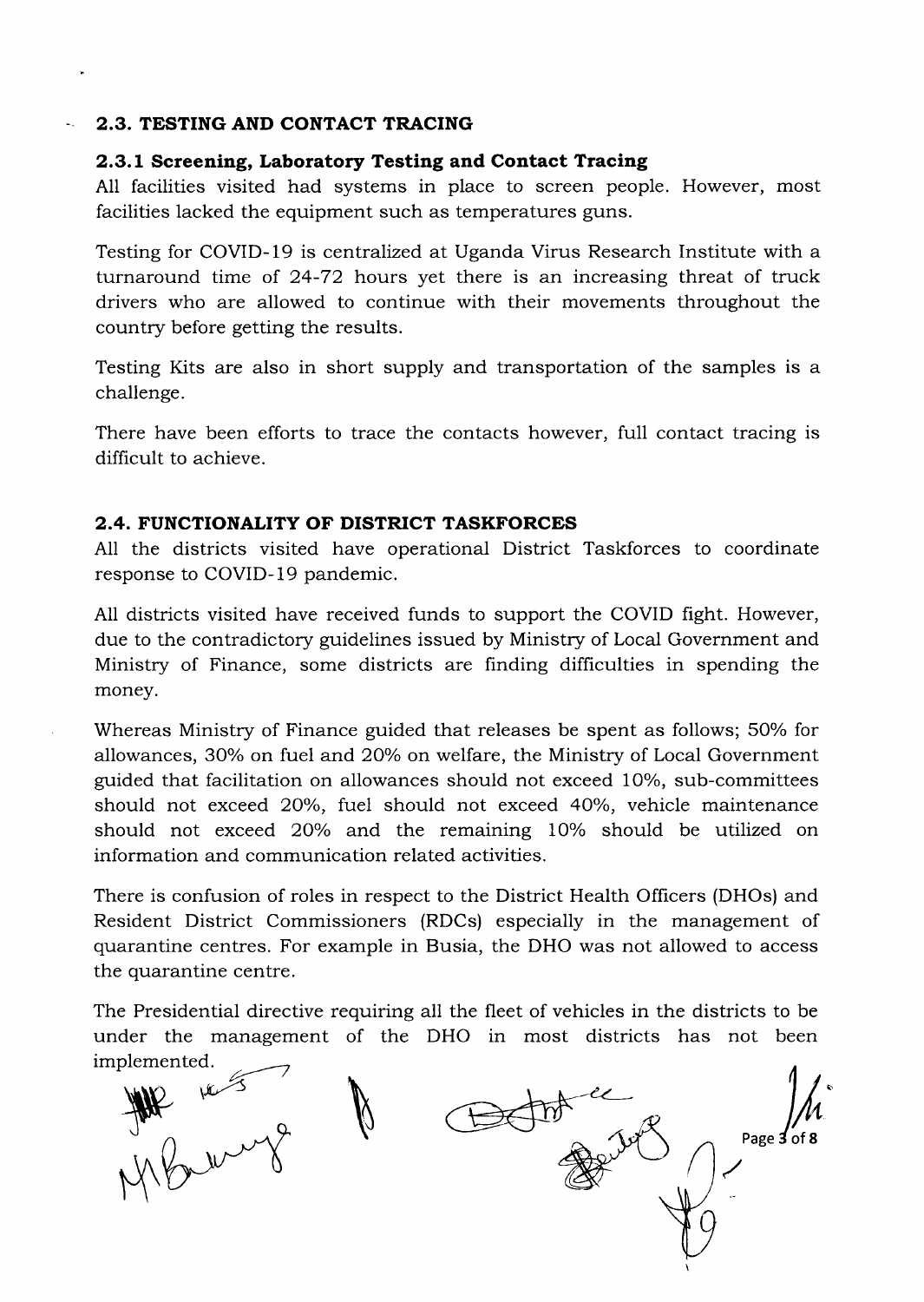## 2.3. TESTING AND CONTACT TRACING

### 2.3.1 Screening, Laboratory Testing and Contact Tracing

All facilities visited had systems in place to screen people. However, most facilities lacked the equipment such as temperatures guns.

Testing for COVID-19 is centralized at Uganda Virus Research Institute with a turnaround time of 24-72 hours yet there is an increasing threat of truck drivers who are allowed to continue with their movements throughout the country before getting the results.

Testing Kits are also in short supply and transportation of the samples is a challenge.

There have been efforts to trace the contacts however, full contact tracing is difficult to achieve.

## 2.4. FUNCTIONALITY OF DISTRICT TASKFORCES

All the districts visited have operational District Taskforces to coordinate response to COVID-19 pandemic.

All districts visited have received funds to support the COVID fight. However, due to the contradictory guidelines issued by Ministry of Local Government and Ministry of Finance, some districts are finding difficulties in spending the money.

Whereas Ministry of Finance guided that releases be spent as follows; 50% for allowances, 30% on fuel and 20% on welfare, the Ministry of Local Government guided that facilitation on allowances should not exceed 10%, sub-committees should not exceed 20%, fuel should not exceed 40%, vehicle maintenance should not exceed 20% and the remaining 10% should be utilized on information and communication related activities.

There is confusion of roles in respect to the District Health Officers (DHOs) and Resident District Commissioners (RDCs) especially in the management of quarantine centres. For example in Busia, the DHO was not allowed to access the quarantine centre.

The Presidential directive requiring all the fleet of vehicles in the districts to be under the management of the DHO in most districts has not been implemented.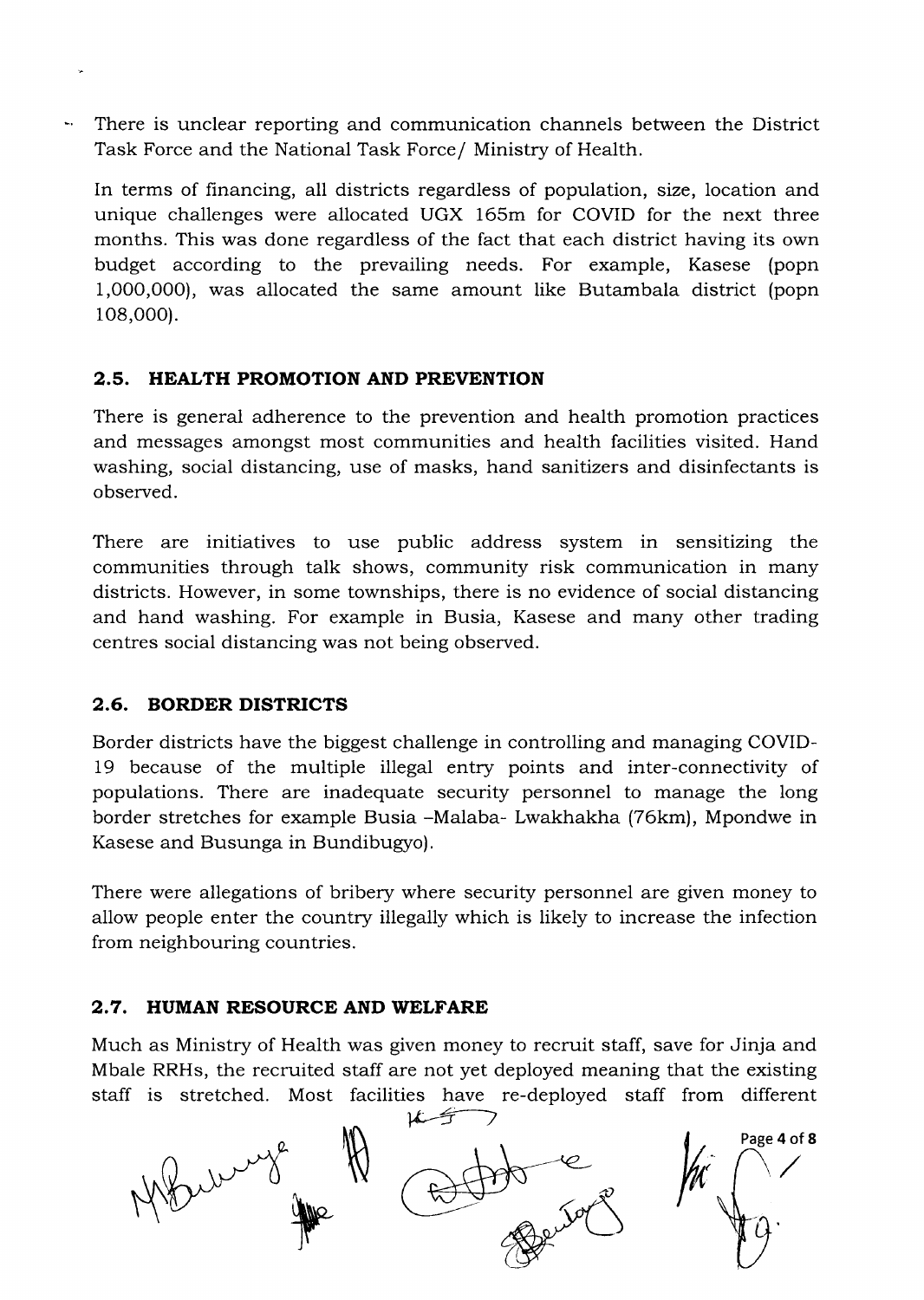- There is unclear reporting and communication channels between the District Task Force and the National Task Force/ Ministry of Health.

  In terms of financing, all districts regardless of population, size, location and unique challenges were allocated UGX 165m for COVID for the next three months. This was done regardless of the fact that each district having its own budget according to the prevailing needs. For example, Kasese (popn 1,000,000), was allocated the same amount like Butambala district (popn 108,000).

### 2.5. HEALTH PROMOTION AND PREVENTION

There is general adherence to the prevention and health promotion practices and messages amongst most communities and health facilities visited. Hand washing, social distancing, use of masks, hand sanitizers and disinfectants is observed.

There are initiatives to use public address system in sensitizing the communities through talk shows, community risk communication in many districts. However, in some townships, there is no evidence of social distancing and hand washing. For example in Busia, Kasese and many other trading centres social distancing was not being observed.

### 2.6. BORDER DISTRICTS

Border districts have the biggest challenge in controlling and managing COVID-19 because of the multiple illegal entry points and inter-connectivity of populations. There are inadequate security personnel to manage the long border stretches for example Busia –Malaba- Lwakhakha (76km), Mpondwe in Kasese and Busunga in Bundibugyo).

There were allegations of bribery where security personnel are given money to allow people enter the country illegally which is likely to increase the infection from neighbouring countries.

### 2.7. HUMAN RESOURCE AND WELFARE

Much as Ministry of Health was given money to recruit staff, save for Jinja and Mbale RRHs, the recruited staff are not yet deployed meaning that the existing staff is stretched. Most facilities have re-deployed staff from different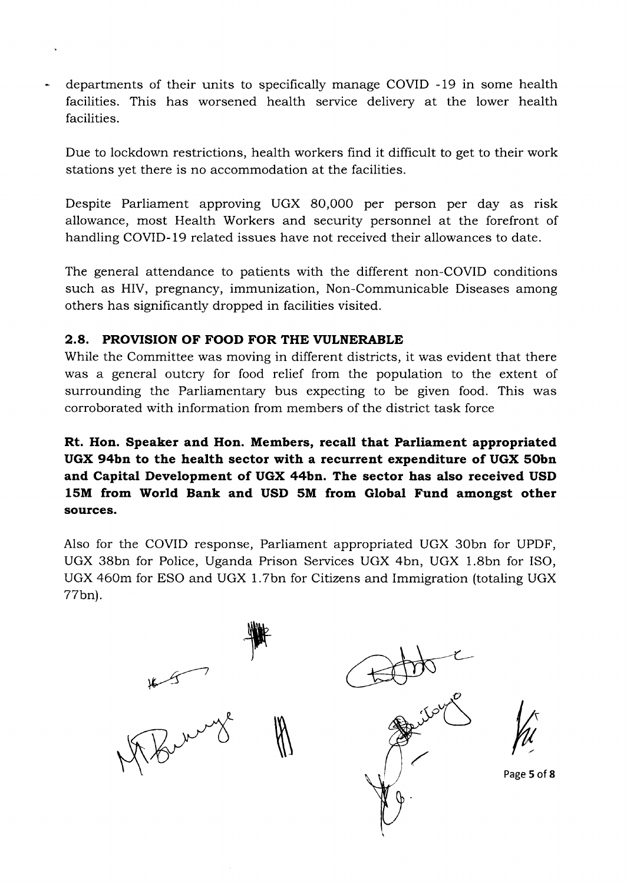departments of their units to specifically manage COVID -19 in some health facilities. This has worsened health service delivery at the lower health facilities.

Due to lockdown restrictions, health workers find it difficult to get to their work stations yet there is no accommodation at the facilities.

Despite Parliament approving UGX 80,000 per person per day as risk allowance, most Health Workers and security personnel at the forefront of handling COVID-19 related issues have not received their allowances to date.

The general attendance to patients with the different non-COVID conditions such as HIV, pregnancy, immunization, Non-Communicable Diseases among others has significantly dropped in facilities visited.

### 2.8. PROVISION OF FOOD FOR THE VULNERABLE

While the Committee was moving in different districts, it was evident that there was a general outcry for food relief from the population to the extent of surrounding the Parliamentary bus expecting to be given food. This was corroborated with information from members of the district task force

**Rt. Hon. Speaker and Hon. Members, recall that Parliament appropriated UGX 94bn to the health sector with a recurrent expenditure of UGX 50bn and Capital Development of UGX 44bn. The sector has also received USD 15M from World Bank and USD 5M from Global Fund amongst other sources.**

Also for the COVID response, Parliament appropriated UGX 30bn for UPDF, UGX 38bn for Police, Uganda Prison Services UGX 4bn, UGX 1.8bn for ISO, UGX 460m for ESO and UGX 1.7bn for Citizens and Immigration (totaling UGX 77bn).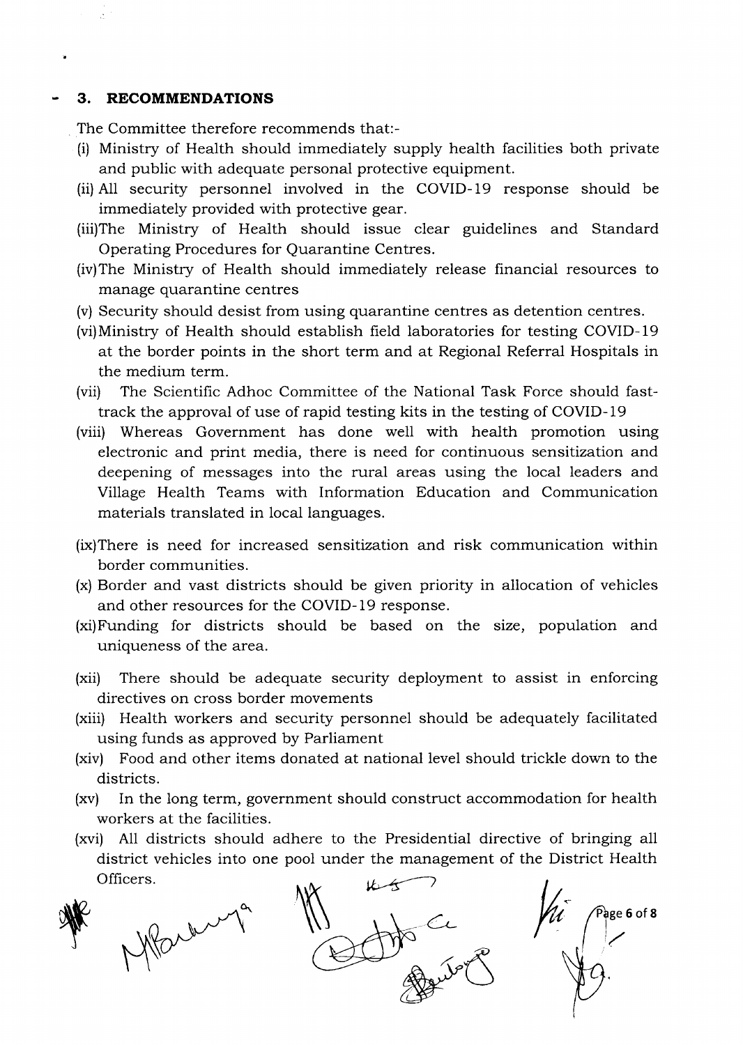## 3. RECOMMENDATIONS

The Committee therefore recommends that:-

(i) Ministry of Health should immediately supply health facilities both private and public with adequate personal protective equipment.

(ii) All security personnel involved in the COVID-19 response should be immediately provided with protective gear.

(iii) The Ministry of Health should issue clear guidelines and Standard Operating Procedures for Quarantine Centres.

(iv) The Ministry of Health should immediately release financial resources to manage quarantine centres

(v) Security should desist from using quarantine centres as detention centres.

(vi) Ministry of Health should establish field laboratories for testing COVID-19 at the border points in the short term and at Regional Referral Hospitals in the medium term.

(vii) The Scientific Adhoc Committee of the National Task Force should fast-track the approval of use of rapid testing kits in the testing of COVID-19

(viii) Whereas Government has done well with health promotion using electronic and print media, there is need for continuous sensitization and deepening of messages into the rural areas using the local leaders and Village Health Teams with Information Education and Communication materials translated in local languages.

(ix) There is need for increased sensitization and risk communication within border communities.

(x) Border and vast districts should be given priority in allocation of vehicles and other resources for the COVID-19 response.

(xi) Funding for districts should be based on the size, population and uniqueness of the area.

(xii) There should be adequate security deployment to assist in enforcing directives on cross border movements

(xiii) Health workers and security personnel should be adequately facilitated using funds as approved by Parliament

(xiv) Food and other items donated at national level should trickle down to the districts.

(xv) In the long term, government should construct accommodation for health workers at the facilities.

(xvi) All districts should adhere to the Presidential directive of bringing all district vehicles into one pool under the management of the District Health Officers.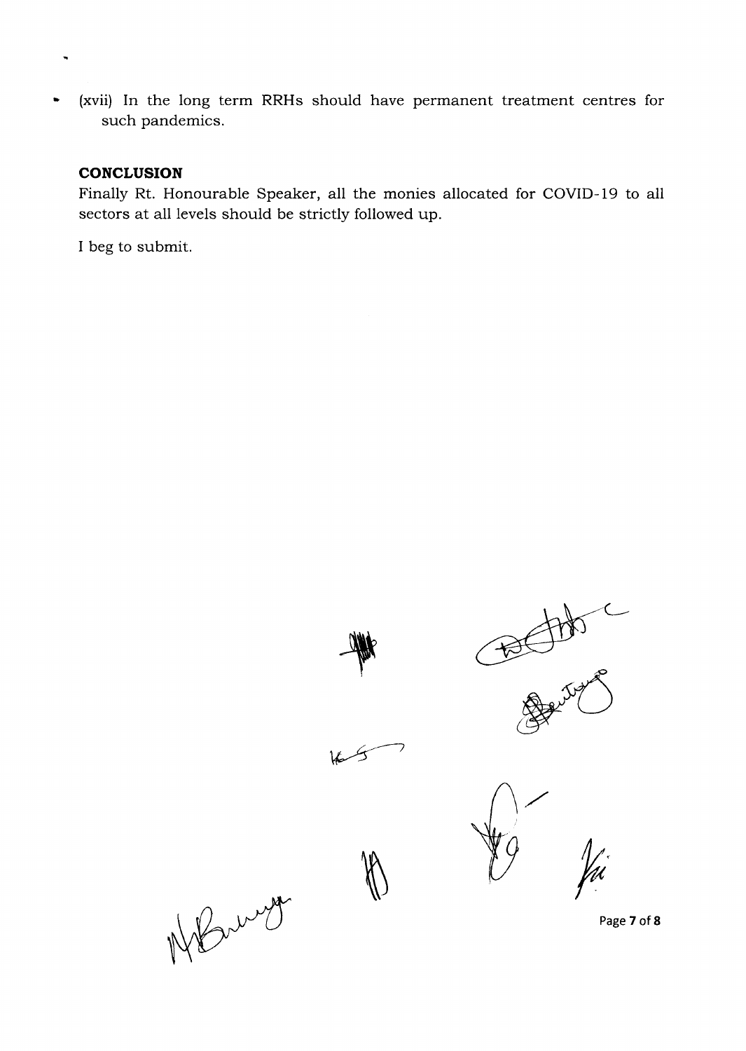(xvii) In the long term RRHs should have permanent treatment centres for such pandemics.

## CONCLUSION

Finally Rt. Honourable Speaker, all the monies allocated for COVID-19 to all sectors at all levels should be strictly followed up.

I beg to submit.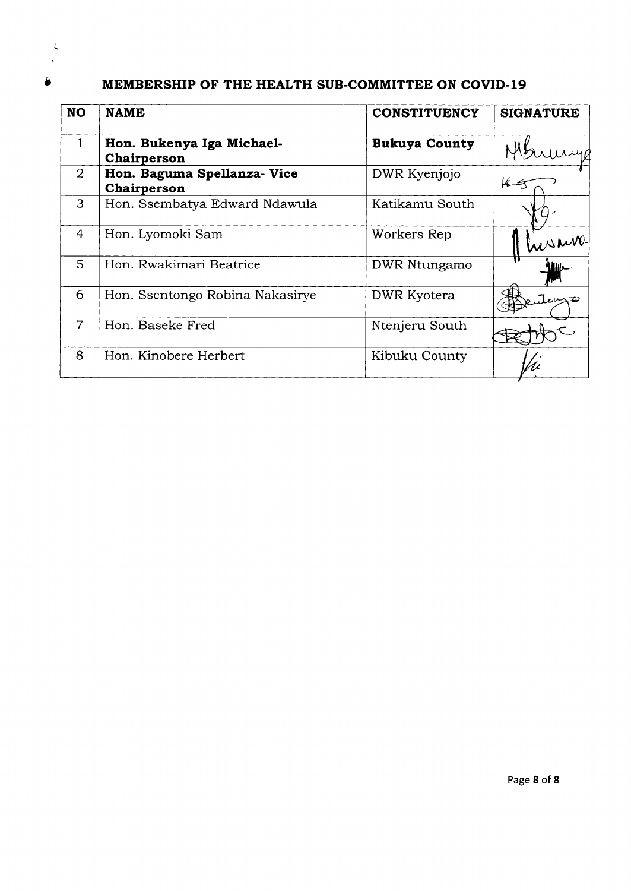## MEMBERSHIP OF THE HEALTH SUB-COMMITTEE ON COVID-19

| NO | NAME | CONSTITUENCY | SIGNATURE |
|---|---|---|---|
| 1 | **Hon. Bukenya Iga Michael-Chairperson** | **Bukuya County** | |
| 2 | **Hon. Baguma Spellanza- Vice Chairperson** | DWR Kyenjojo | |
| 3 | Hon. Ssembatya Edward Ndawula | Katikamu South | |
| 4 | Hon. Lyomoki Sam | Workers Rep | |
| 5 | Hon. Rwakimari Beatrice | DWR Ntungamo | |
| 6 | Hon. Ssentongo Robina Nakasirye | DWR Kyotera | |
| 7 | Hon. Baseke Fred | Ntenjeru South | |
| 8 | Hon. Kinobere Herbert | Kibuku County | |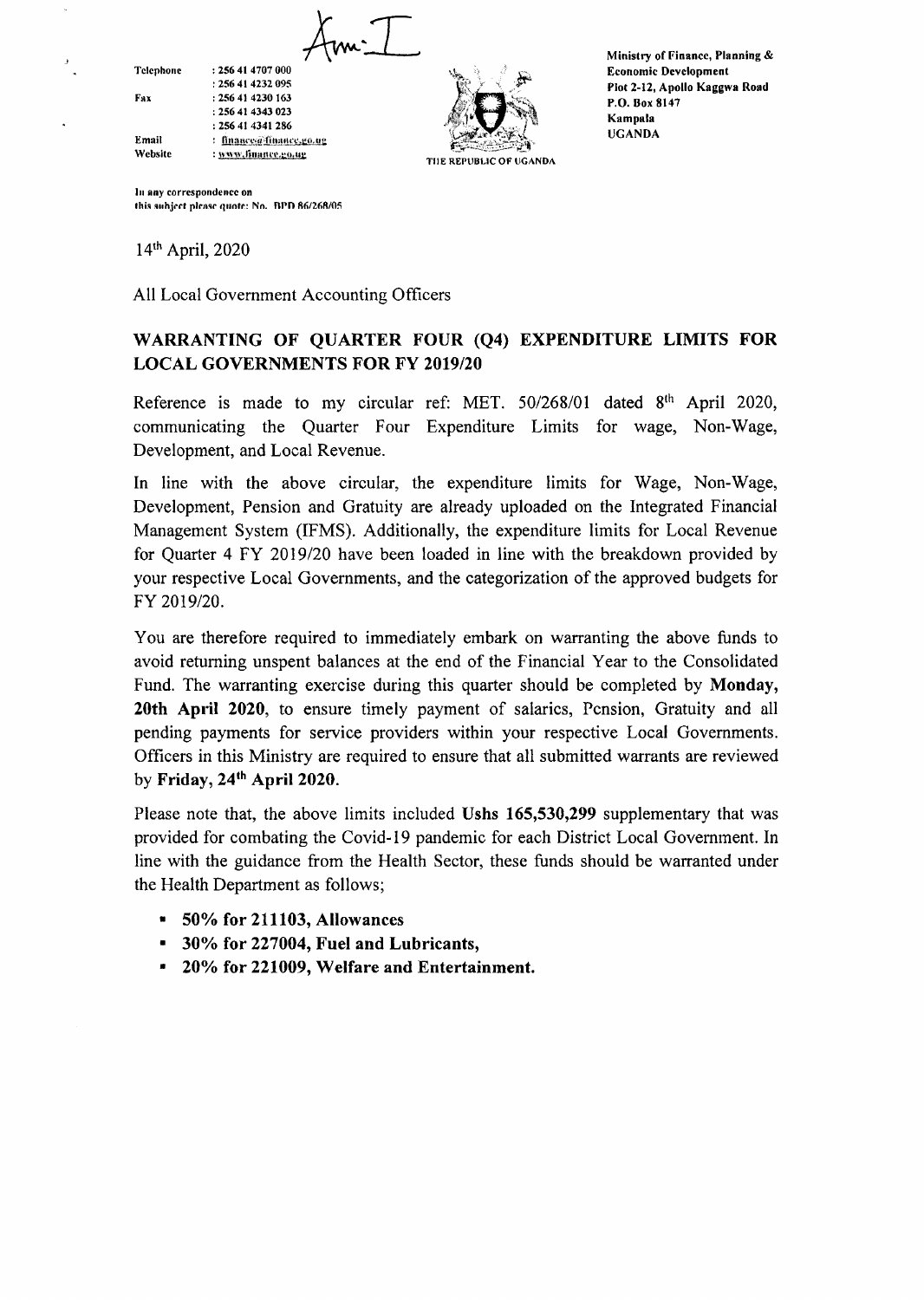Anx: I

Telephone : 256 41 4707 000
: 256 41 4232 095
Fax : 256 41 4230 163
: 256 41 4343 023
: 256 41 4341 286
Email : finance@finance.go.ug
Website : www.finance.go.ug

THE REPUBLIC OF UGANDA

Ministry of Finance, Planning & Economic Development
Plot 2-12, Apollo Kaggwa Road
P.O. Box 8147
Kampala
UGANDA

In any correspondence on this subject please quote: No. BPD 86/268/05

14th April, 2020

All Local Government Accounting Officers

**WARRANTING OF QUARTER FOUR (Q4) EXPENDITURE LIMITS FOR LOCAL GOVERNMENTS FOR FY 2019/20**

Reference is made to my circular ref: MET. 50/268/01 dated 8th April 2020, communicating the Quarter Four Expenditure Limits for wage, Non-Wage, Development, and Local Revenue.

In line with the above circular, the expenditure limits for Wage, Non-Wage, Development, Pension and Gratuity are already uploaded on the Integrated Financial Management System (IFMS). Additionally, the expenditure limits for Local Revenue for Quarter 4 FY 2019/20 have been loaded in line with the breakdown provided by your respective Local Governments, and the categorization of the approved budgets for FY 2019/20.

You are therefore required to immediately embark on warranting the above funds to avoid returning unspent balances at the end of the Financial Year to the Consolidated Fund. The warranting exercise during this quarter should be completed by **Monday, 20th April 2020**, to ensure timely payment of salaries, Pension, Gratuity and all pending payments for service providers within your respective Local Governments. Officers in this Ministry are required to ensure that all submitted warrants are reviewed by **Friday, 24th April 2020.**

Please note that, the above limits included **Ushs 165,530,299** supplementary that was provided for combating the Covid-19 pandemic for each District Local Government. In line with the guidance from the Health Sector, these funds should be warranted under the Health Department as follows;

- **50% for 211103, Allowances**
- **30% for 227004, Fuel and Lubricants,**
- **20% for 221009, Welfare and Entertainment.**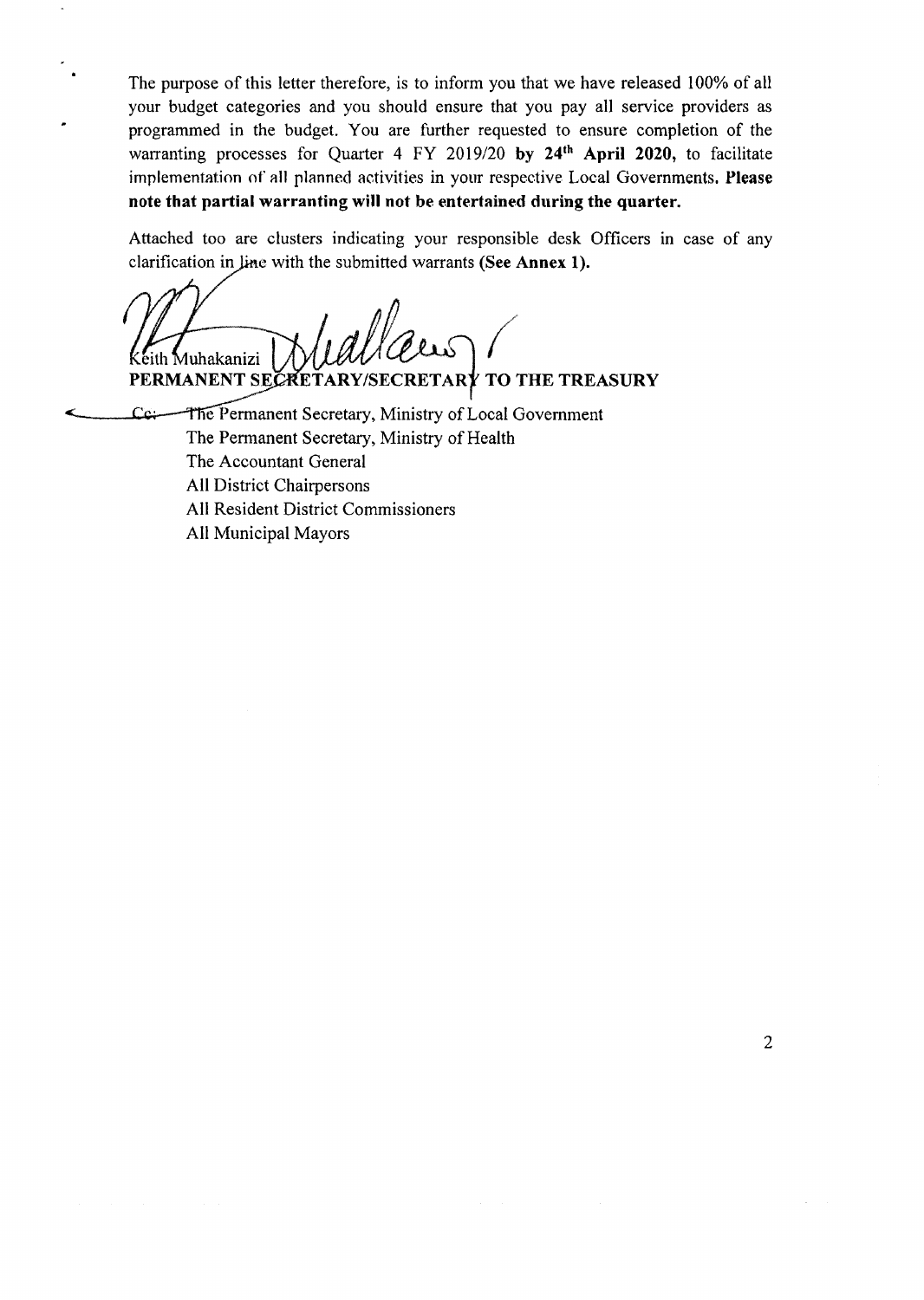The purpose of this letter therefore, is to inform you that we have released 100% of all your budget categories and you should ensure that you pay all service providers as programmed in the budget. You are further requested to ensure completion of the warranting processes for Quarter 4 FY 2019/20 **by 24th April 2020,** to facilitate implementation of all planned activities in your respective Local Governments. **Please note that partial warranting will not be entertained during the quarter.**

Attached too are clusters indicating your responsible desk Officers in case of any clarification in line with the submitted warrants **(See Annex 1).**

Keith Muhakanizi

**PERMANENT SECRETARY/SECRETARY TO THE TREASURY**

Cc: The Permanent Secretary, Ministry of Local Government

The Permanent Secretary, Ministry of Health

The Accountant General

All District Chairpersons

All Resident District Commissioners

All Municipal Mayors